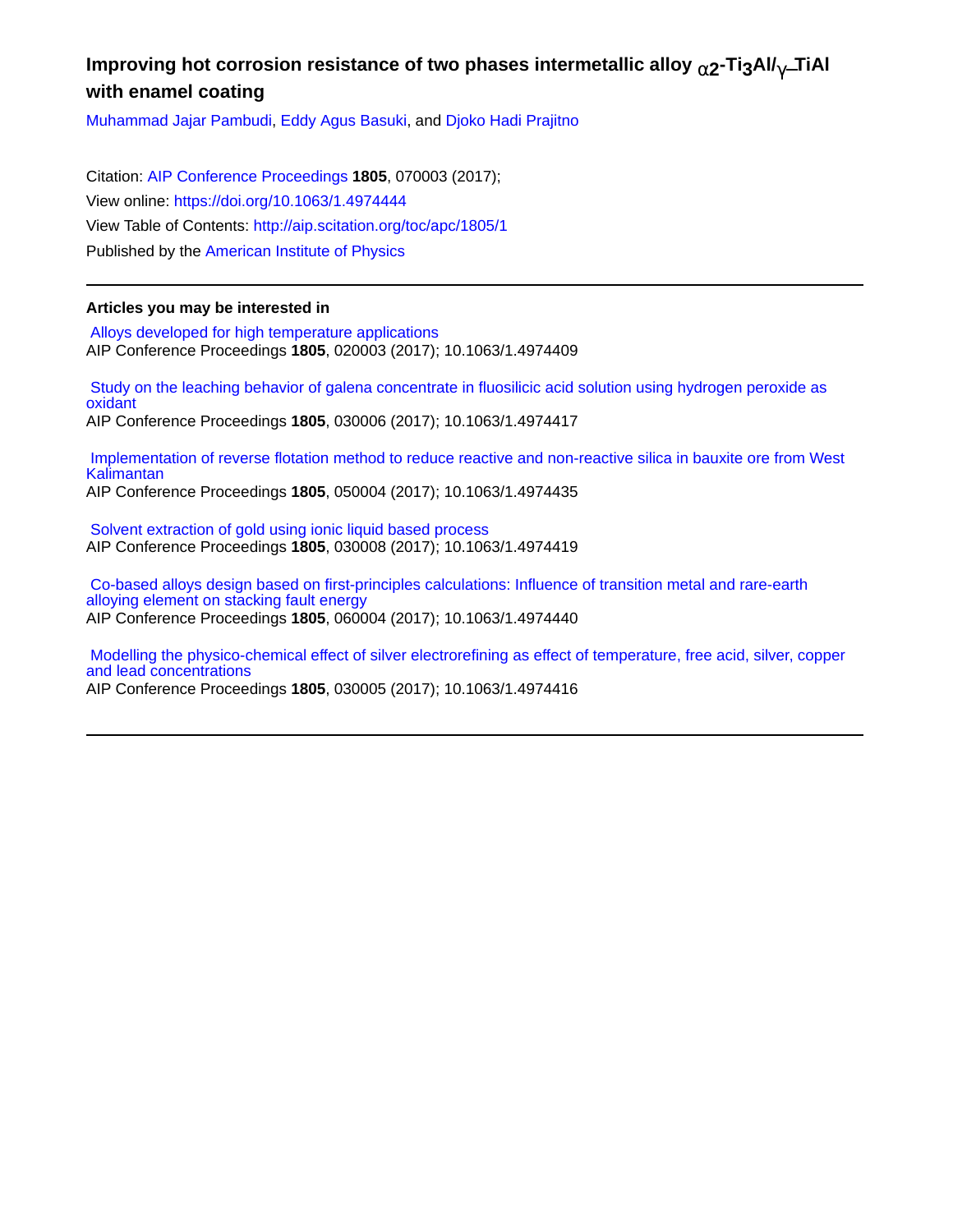# Improving hot corrosion resistance of two phases intermetallic alloy $\alpha_2$-$Ti_3Al$/$\gamma$–TiAl with enamel coating

Muhammad Jajar Pambudi, Eddy Agus Basuki, and Djoko Hadi Prajitno

Citation: AIP Conference Proceedings **1805**, 070003 (2017);

View online: https://doi.org/10.1063/1.4974444

View Table of Contents: http://aip.scitation.org/toc/apc/1805/1

Published by the American Institute of Physics

---

**Articles you may be interested in**

Alloys developed for high temperature applications
AIP Conference Proceedings **1805**, 020003 (2017); 10.1063/1.4974409

Study on the leaching behavior of galena concentrate in fluosilicic acid solution using hydrogen peroxide as oxidant
AIP Conference Proceedings **1805**, 030006 (2017); 10.1063/1.4974417

Implementation of reverse flotation method to reduce reactive and non-reactive silica in bauxite ore from West Kalimantan
AIP Conference Proceedings **1805**, 050004 (2017); 10.1063/1.4974435

Solvent extraction of gold using ionic liquid based process
AIP Conference Proceedings **1805**, 030008 (2017); 10.1063/1.4974419

Co-based alloys design based on first-principles calculations: Influence of transition metal and rare-earth alloying element on stacking fault energy
AIP Conference Proceedings **1805**, 060004 (2017); 10.1063/1.4974440

Modelling the physico-chemical effect of silver electrorefining as effect of temperature, free acid, silver, copper and lead concentrations
AIP Conference Proceedings **1805**, 030005 (2017); 10.1063/1.4974416

---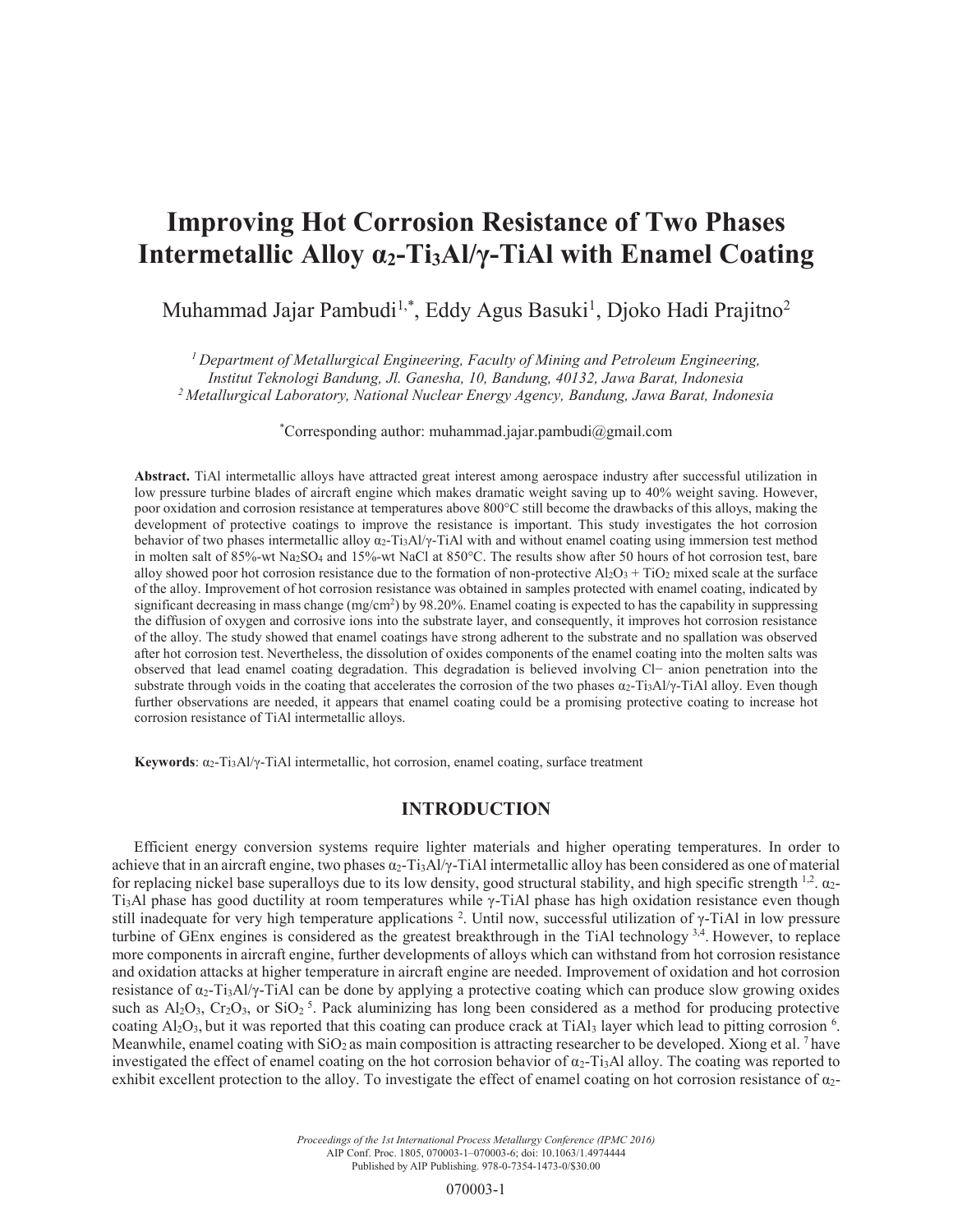# Improving Hot Corrosion Resistance of Two Phases Intermetallic Alloy $\alpha_2$-$Ti_3Al$/$\gamma$-TiAl with Enamel Coating

Muhammad Jajar Pambudi[1,*], Eddy Agus Basuki[1], Djoko Hadi Prajitno[2]

*[1] Department of Metallurgical Engineering, Faculty of Mining and Petroleum Engineering, Institut Teknologi Bandung, Jl. Ganesha, 10, Bandung, 40132, Jawa Barat, Indonesia*
*[2] Metallurgical Laboratory, National Nuclear Energy Agency, Bandung, Jawa Barat, Indonesia*

[*]Corresponding author: muhammad.jajar.pambudi@gmail.com

**Abstract.** TiAl intermetallic alloys have attracted great interest among aerospace industry after successful utilization in low pressure turbine blades of aircraft engine which makes dramatic weight saving up to 40% weight saving. However, poor oxidation and corrosion resistance at temperatures above 800°C still become the drawbacks of this alloys, making the development of protective coatings to improve the resistance is important. This study investigates the hot corrosion behavior of two phases intermetallic alloy $\alpha_2$-$Ti_3Al$/$\gamma$-TiAl with and without enamel coating using immersion test method in molten salt of 85%-wt $Na_2SO_4$ and 15%-wt NaCl at 850°C. The results show after 50 hours of hot corrosion test, bare alloy showed poor hot corrosion resistance due to the formation of non-protective $Al_2O_3$ + $TiO_2$ mixed scale at the surface of the alloy. Improvement of hot corrosion resistance was obtained in samples protected with enamel coating, indicated by significant decreasing in mass change (mg/cm$^2$) by 98.20%. Enamel coating is expected to has the capability in suppressing the diffusion of oxygen and corrosive ions into the substrate layer, and consequently, it improves hot corrosion resistance of the alloy. The study showed that enamel coatings have strong adherent to the substrate and no spallation was observed after hot corrosion test. Nevertheless, the dissolution of oxides components of the enamel coating into the molten salts was observed that lead enamel coating degradation. This degradation is believed involving $Cl^-$ anion penetration into the substrate through voids in the coating that accelerates the corrosion of the two phases $\alpha_2$-$Ti_3Al$/$\gamma$-TiAl alloy. Even though further observations are needed, it appears that enamel coating could be a promising protective coating to increase hot corrosion resistance of TiAl intermetallic alloys.

**Keywords**: $\alpha_2$-$Ti_3Al$/$\gamma$-TiAl intermetallic, hot corrosion, enamel coating, surface treatment

## INTRODUCTION

Efficient energy conversion systems require lighter materials and higher operating temperatures. In order to achieve that in an aircraft engine, two phases $\alpha_2$-$Ti_3Al$/$\gamma$-TiAl intermetallic alloy has been considered as one of material for replacing nickel base superalloys due to its low density, good structural stability, and high specific strength [1,2]. $\alpha_2$-$Ti_3Al$ phase has good ductility at room temperatures while $\gamma$-TiAl phase has high oxidation resistance even though still inadequate for very high temperature applications [2]. Until now, successful utilization of $\gamma$-TiAl in low pressure turbine of GEnx engines is considered as the greatest breakthrough in the TiAl technology [3,4]. However, to replace more components in aircraft engine, further developments of alloys which can withstand from hot corrosion resistance and oxidation attacks at higher temperature in aircraft engine are needed. Improvement of oxidation and hot corrosion resistance of $\alpha_2$-$Ti_3Al$/$\gamma$-TiAl can be done by applying a protective coating which can produce slow growing oxides such as $Al_2O_3$, $Cr_2O_3$, or $SiO_2$ [5]. Pack aluminizing has long been considered as a method for producing protective coating $Al_2O_3$, but it was reported that this coating can produce crack at $TiAl_3$ layer which lead to pitting corrosion [6]. Meanwhile, enamel coating with $SiO_2$ as main composition is attracting researcher to be developed. Xiong et al. [7] have investigated the effect of enamel coating on the hot corrosion behavior of $\alpha_2$-$Ti_3Al$ alloy. The coating was reported to exhibit excellent protection to the alloy. To investigate the effect of enamel coating on hot corrosion resistance of $\alpha_2$-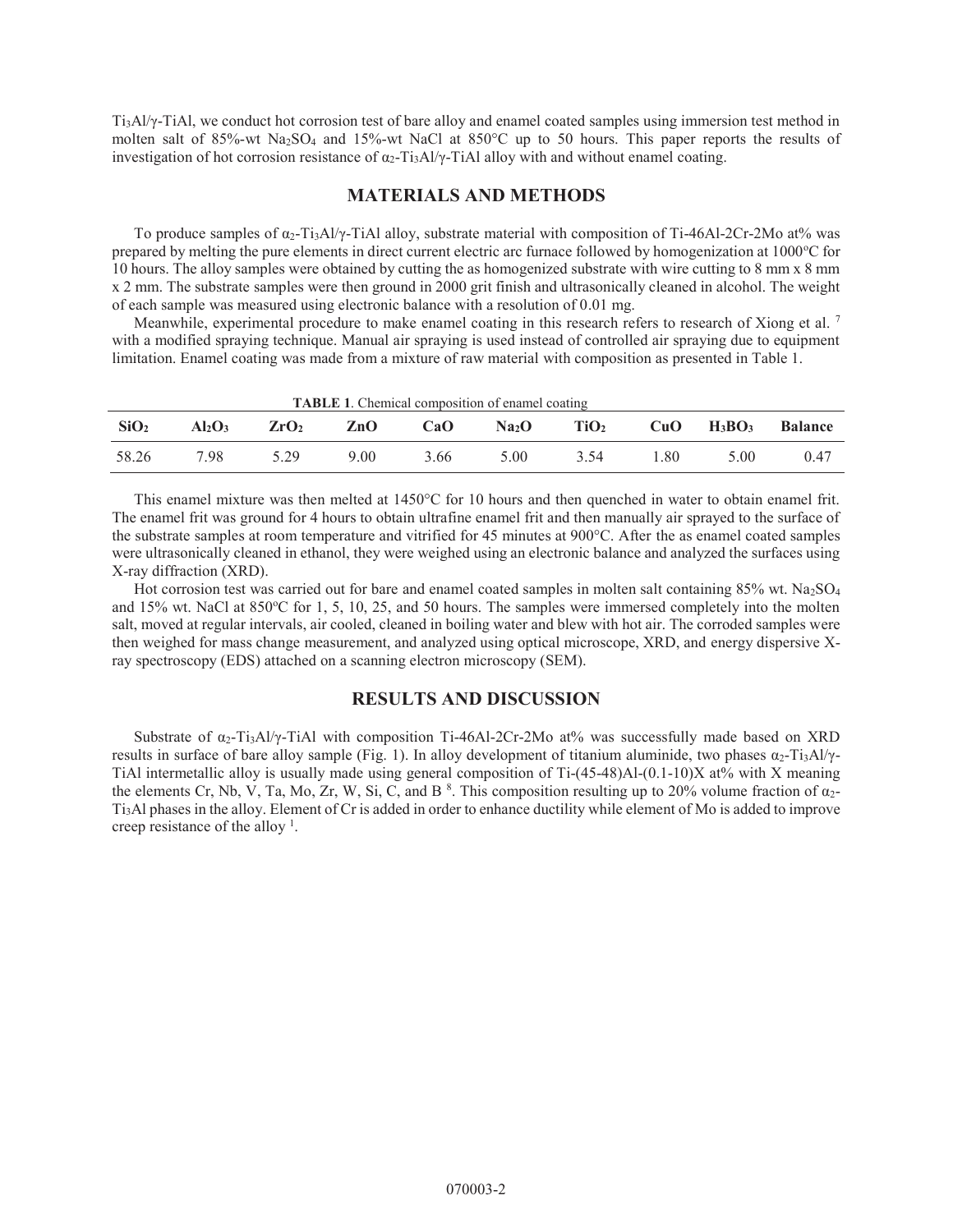$Ti_3Al$/γ-TiAl, we conduct hot corrosion test of bare alloy and enamel coated samples using immersion test method in molten salt of 85%-wt $Na_2SO_4$ and 15%-wt NaCl at 850°C up to 50 hours. This paper reports the results of investigation of hot corrosion resistance of $\alpha_2$-$Ti_3Al$/γ-TiAl alloy with and without enamel coating.

## MATERIALS AND METHODS

To produce samples of $\alpha_2$-$Ti_3Al$/γ-TiAl alloy, substrate material with composition of Ti-46Al-2Cr-2Mo at% was prepared by melting the pure elements in direct current electric arc furnace followed by homogenization at 1000°C for 10 hours. The alloy samples were obtained by cutting the as homogenized substrate with wire cutting to 8 mm x 8 mm x 2 mm. The substrate samples were then ground in 2000 grit finish and ultrasonically cleaned in alcohol. The weight of each sample was measured using electronic balance with a resolution of 0.01 mg.

Meanwhile, experimental procedure to make enamel coating in this research refers to research of Xiong et al. [7] with a modified spraying technique. Manual air spraying is used instead of controlled air spraying due to equipment limitation. Enamel coating was made from a mixture of raw material with composition as presented in Table 1.

**TABLE 1**. Chemical composition of enamel coating

| $SiO_2$ | $Al_2O_3$ | $ZrO_2$ | ZnO | CaO | $Na_2O$ | $TiO_2$ | CuO | $H_3BO_3$ | Balance |
|---|---|---|---|---|---|---|---|---|---|
| 58.26 | 7.98 | 5.29 | 9.00 | 3.66 | 5.00 | 3.54 | 1.80 | 5.00 | 0.47 |

This enamel mixture was then melted at 1450°C for 10 hours and then quenched in water to obtain enamel frit. The enamel frit was ground for 4 hours to obtain ultrafine enamel frit and then manually air sprayed to the surface of the substrate samples at room temperature and vitrified for 45 minutes at 900°C. After the as enamel coated samples were ultrasonically cleaned in ethanol, they were weighed using an electronic balance and analyzed the surfaces using X-ray diffraction (XRD).

Hot corrosion test was carried out for bare and enamel coated samples in molten salt containing 85% wt. $Na_2SO_4$ and 15% wt. NaCl at 850°C for 1, 5, 10, 25, and 50 hours. The samples were immersed completely into the molten salt, moved at regular intervals, air cooled, cleaned in boiling water and blew with hot air. The corroded samples were then weighed for mass change measurement, and analyzed using optical microscope, XRD, and energy dispersive X-ray spectroscopy (EDS) attached on a scanning electron microscopy (SEM).

## RESULTS AND DISCUSSION

Substrate of $\alpha_2$-$Ti_3Al$/γ-TiAl with composition Ti-46Al-2Cr-2Mo at% was successfully made based on XRD results in surface of bare alloy sample (Fig. 1). In alloy development of titanium aluminide, two phases $\alpha_2$-$Ti_3Al$/γ-TiAl intermetallic alloy is usually made using general composition of Ti-(45-48)Al-(0.1-10)X at% with X meaning the elements Cr, Nb, V, Ta, Mo, Zr, W, Si, C, and B [8]. This composition resulting up to 20% volume fraction of $\alpha_2$-$Ti_3Al$ phases in the alloy. Element of Cr is added in order to enhance ductility while element of Mo is added to improve creep resistance of the alloy [1].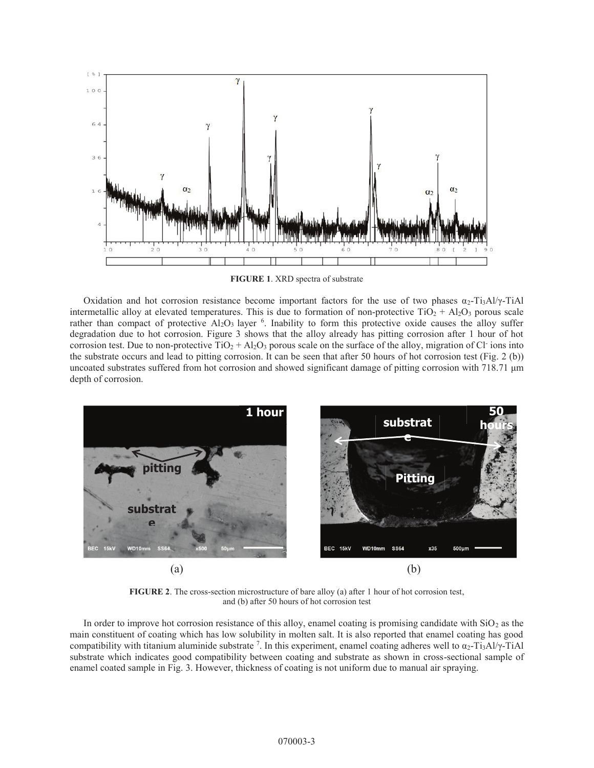[ % ]

100

64

36

16

4

10 20 30 40 50 60 70 80 [ 2 ] 90

γ γ γ γ γ γ γ γ γ $\alpha_2$ $\alpha_2$ $\alpha_2$

**FIGURE 1**. XRD spectra of substrate

Oxidation and hot corrosion resistance become important factors for the use of two phases $\alpha_2$-$Ti_3Al$/γ-TiAl intermetallic alloy at elevated temperatures. This is due to formation of non-protective $TiO_2$ + $Al_2O_3$ porous scale rather than compact of protective $Al_2O_3$ layer [6]. Inability to form this protective oxide causes the alloy suffer degradation due to hot corrosion. Figure 3 shows that the alloy already has pitting corrosion after 1 hour of hot corrosion test. Due to non-protective $TiO_2$ + $Al_2O_3$ porous scale on the surface of the alloy, migration of $Cl^-$ ions into the substrate occurs and lead to pitting corrosion. It can be seen that after 50 hours of hot corrosion test (Fig. 2 (b)) uncoated substrates suffered from hot corrosion and showed significant damage of pitting corrosion with 718.71 μm depth of corrosion.

1 hour

pitting

substrate

BEC 15kV WD10mm SS64 x500 50μm

(a)

50 hours

substrate

Pitting

BEC 15kV WD10mm SS64 x35 500μm

(b)

**FIGURE 2**. The cross-section microstructure of bare alloy (a) after 1 hour of hot corrosion test, and (b) after 50 hours of hot corrosion test

In order to improve hot corrosion resistance of this alloy, enamel coating is promising candidate with $SiO_2$ as the main constituent of coating which has low solubility in molten salt. It is also reported that enamel coating has good compatibility with titanium aluminide substrate [7]. In this experiment, enamel coating adheres well to $\alpha_2$-$Ti_3Al$/γ-TiAl substrate which indicates good compatibility between coating and substrate as shown in cross-sectional sample of enamel coated sample in Fig. 3. However, thickness of coating is not uniform due to manual air spraying.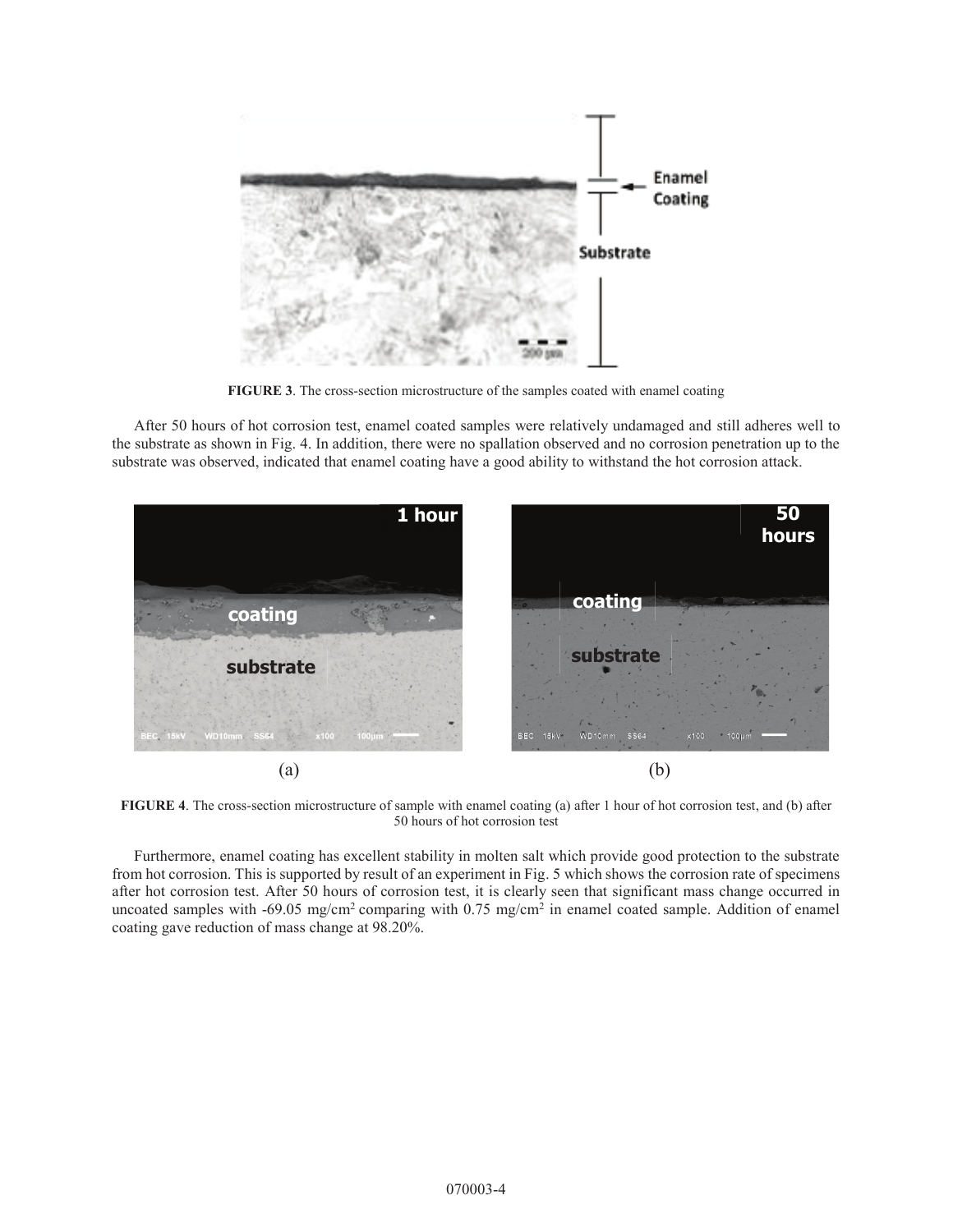**FIGURE 3**. The cross-section microstructure of the samples coated with enamel coating

After 50 hours of hot corrosion test, enamel coated samples were relatively undamaged and still adheres well to the substrate as shown in Fig. 4. In addition, there were no spallation observed and no corrosion penetration up to the substrate was observed, indicated that enamel coating have a good ability to withstand the hot corrosion attack.

**FIGURE 4**. The cross-section microstructure of sample with enamel coating (a) after 1 hour of hot corrosion test, and (b) after 50 hours of hot corrosion test

Furthermore, enamel coating has excellent stability in molten salt which provide good protection to the substrate from hot corrosion. This is supported by result of an experiment in Fig. 5 which shows the corrosion rate of specimens after hot corrosion test. After 50 hours of corrosion test, it is clearly seen that significant mass change occurred in uncoated samples with -69.05 mg/cm$^2$ comparing with 0.75 mg/cm$^2$ in enamel coated sample. Addition of enamel coating gave reduction of mass change at 98.20%.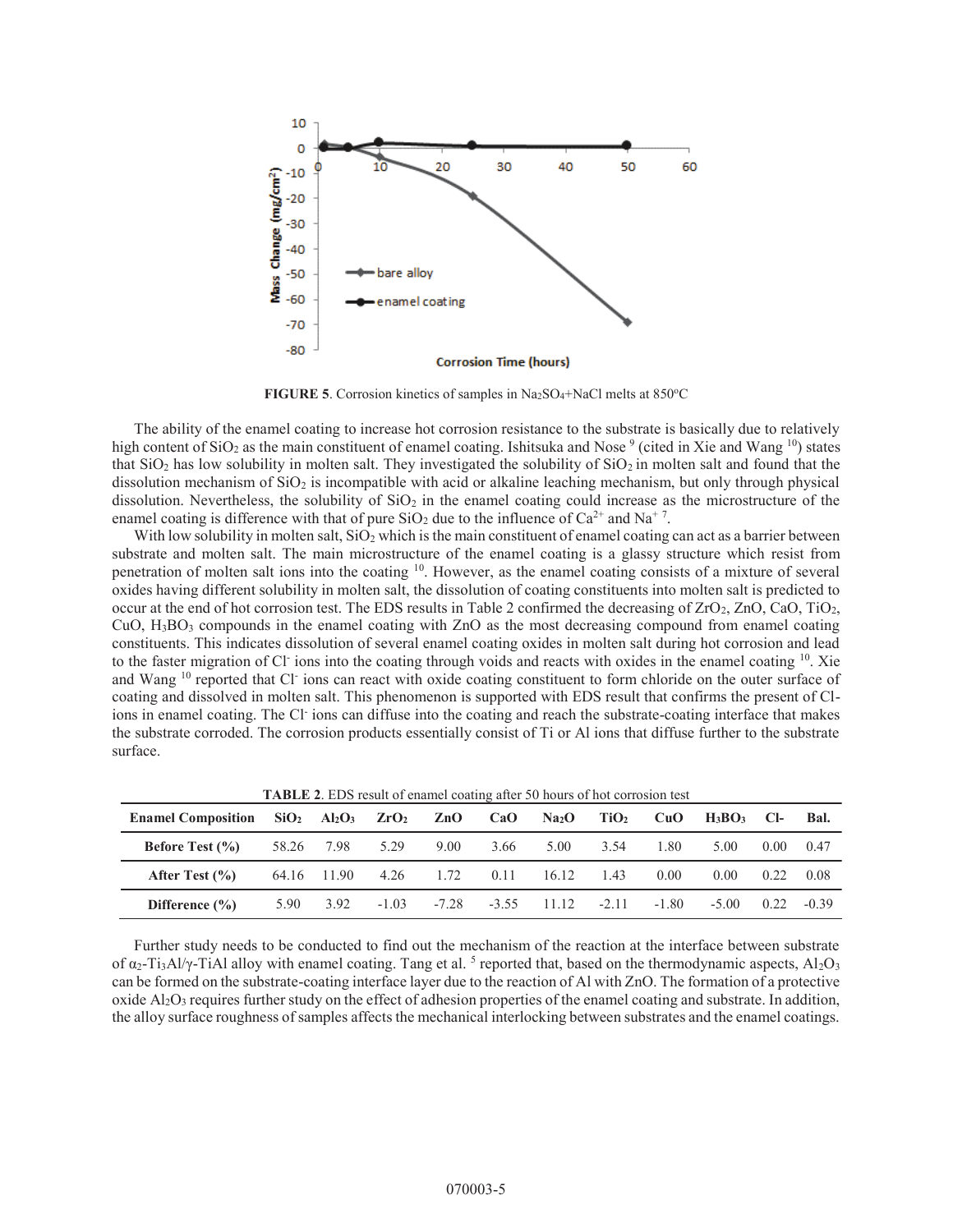10
0
-10
-20
-30
-40
-50
-60
-70
-80

0 10 20 30 40 50 60

Mass Change (mg/cm²)

Corrosion Time (hours)

bare alloy

enamel coating

**FIGURE 5**. Corrosion kinetics of samples in $Na_2SO_4$+NaCl melts at 850°C

The ability of the enamel coating to increase hot corrosion resistance to the substrate is basically due to relatively high content of $SiO_2$ as the main constituent of enamel coating. Ishitsuka and Nose [9] (cited in Xie and Wang [10]) states that $SiO_2$ has low solubility in molten salt. They investigated the solubility of $SiO_2$ in molten salt and found that the dissolution mechanism of $SiO_2$ is incompatible with acid or alkaline leaching mechanism, but only through physical dissolution. Nevertheless, the solubility of $SiO_2$ in the enamel coating could increase as the microstructure of the enamel coating is difference with that of pure $SiO_2$ due to the influence of $Ca^{2+}$ and $Na^{+}$ [7].

With low solubility in molten salt, $SiO_2$ which is the main constituent of enamel coating can act as a barrier between substrate and molten salt. The main microstructure of the enamel coating is a glassy structure which resist from penetration of molten salt ions into the coating [10]. However, as the enamel coating consists of a mixture of several oxides having different solubility in molten salt, the dissolution of coating constituents into molten salt is predicted to occur at the end of hot corrosion test. The EDS results in Table 2 confirmed the decreasing of $ZrO_2$, ZnO, CaO, $TiO_2$, CuO, $H_3BO_3$ compounds in the enamel coating with ZnO as the most decreasing compound from enamel coating constituents. This indicates dissolution of several enamel coating oxides in molten salt during hot corrosion and lead to the faster migration of $Cl^-$ ions into the coating through voids and reacts with oxides in the enamel coating [10]. Xie and Wang [10] reported that $Cl^-$ ions can react with oxide coating constituent to form chloride on the outer surface of coating and dissolved in molten salt. This phenomenon is supported with EDS result that confirms the present of Cl- ions in enamel coating. The $Cl^-$ ions can diffuse into the coating and reach the substrate-coating interface that makes the substrate corroded. The corrosion products essentially consist of Ti or Al ions that diffuse further to the substrate surface.

**TABLE 2**. EDS result of enamel coating after 50 hours of hot corrosion test

| Enamel Composition | $SiO_2$ | $Al_2O_3$ | $ZrO_2$ | ZnO | CaO | $Na_2O$ | $TiO_2$ | CuO | $H_3BO_3$ | Cl- | Bal. |
|---|---|---|---|---|---|---|---|---|---|---|---|
| **Before Test (%)** | 58.26 | 7.98 | 5.29 | 9.00 | 3.66 | 5.00 | 3.54 | 1.80 | 5.00 | 0.00 | 0.47 |
| **After Test (%)** | 64.16 | 11.90 | 4.26 | 1.72 | 0.11 | 16.12 | 1.43 | 0.00 | 0.00 | 0.22 | 0.08 |
| **Difference (%)** | 5.90 | 3.92 | -1.03 | -7.28 | -3.55 | 11.12 | -2.11 | -1.80 | -5.00 | 0.22 | -0.39 |

Further study needs to be conducted to find out the mechanism of the reaction at the interface between substrate of $\alpha_2$-$Ti_3Al$/$\gamma$-TiAl alloy with enamel coating. Tang et al. [5] reported that, based on the thermodynamic aspects, $Al_2O_3$ can be formed on the substrate-coating interface layer due to the reaction of Al with ZnO. The formation of a protective oxide $Al_2O_3$ requires further study on the effect of adhesion properties of the enamel coating and substrate. In addition, the alloy surface roughness of samples affects the mechanical interlocking between substrates and the enamel coatings.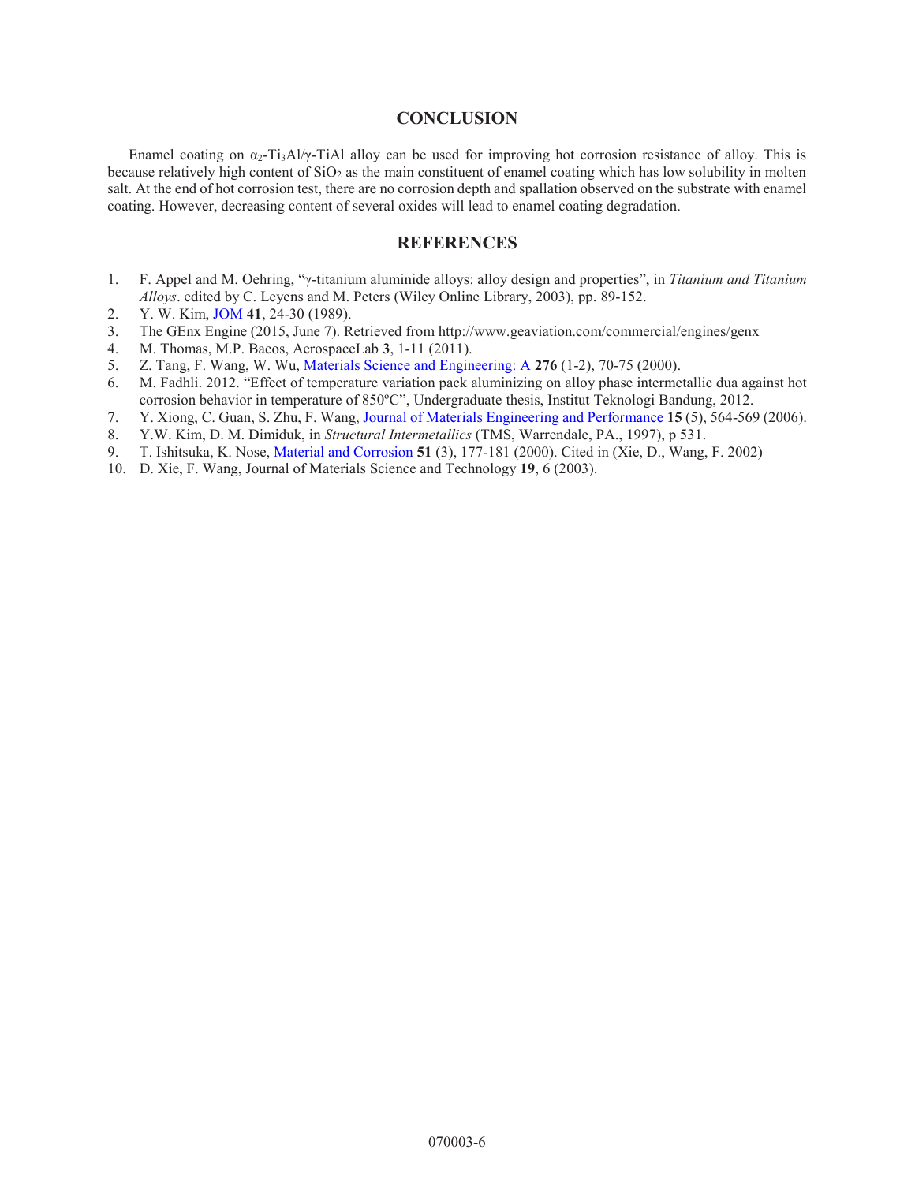## CONCLUSION

Enamel coating on $\alpha_2$-$Ti_3Al$/$\gamma$-TiAl alloy can be used for improving hot corrosion resistance of alloy. This is because relatively high content of $SiO_2$ as the main constituent of enamel coating which has low solubility in molten salt. At the end of hot corrosion test, there are no corrosion depth and spallation observed on the substrate with enamel coating. However, decreasing content of several oxides will lead to enamel coating degradation.

## REFERENCES

1. F. Appel and M. Oehring, "γ-titanium aluminide alloys: alloy design and properties", in *Titanium and Titanium Alloys*. edited by C. Leyens and M. Peters (Wiley Online Library, 2003), pp. 89-152.
2. Y. W. Kim, JOM **41**, 24-30 (1989).
3. The GEnx Engine (2015, June 7). Retrieved from http://www.geaviation.com/commercial/engines/genx
4. M. Thomas, M.P. Bacos, AerospaceLab **3**, 1-11 (2011).
5. Z. Tang, F. Wang, W. Wu, Materials Science and Engineering: A **276** (1-2), 70-75 (2000).
6. M. Fadhli. 2012. "Effect of temperature variation pack aluminizing on alloy phase intermetallic dua against hot corrosion behavior in temperature of 850ºC", Undergraduate thesis, Institut Teknologi Bandung, 2012.
7. Y. Xiong, C. Guan, S. Zhu, F. Wang, Journal of Materials Engineering and Performance **15** (5), 564-569 (2006).
8. Y.W. Kim, D. M. Dimiduk, in *Structural Intermetallics* (TMS, Warrendale, PA., 1997), p 531.
9. T. Ishitsuka, K. Nose, Material and Corrosion **51** (3), 177-181 (2000). Cited in (Xie, D., Wang, F. 2002)
10. D. Xie, F. Wang, Journal of Materials Science and Technology **19**, 6 (2003).